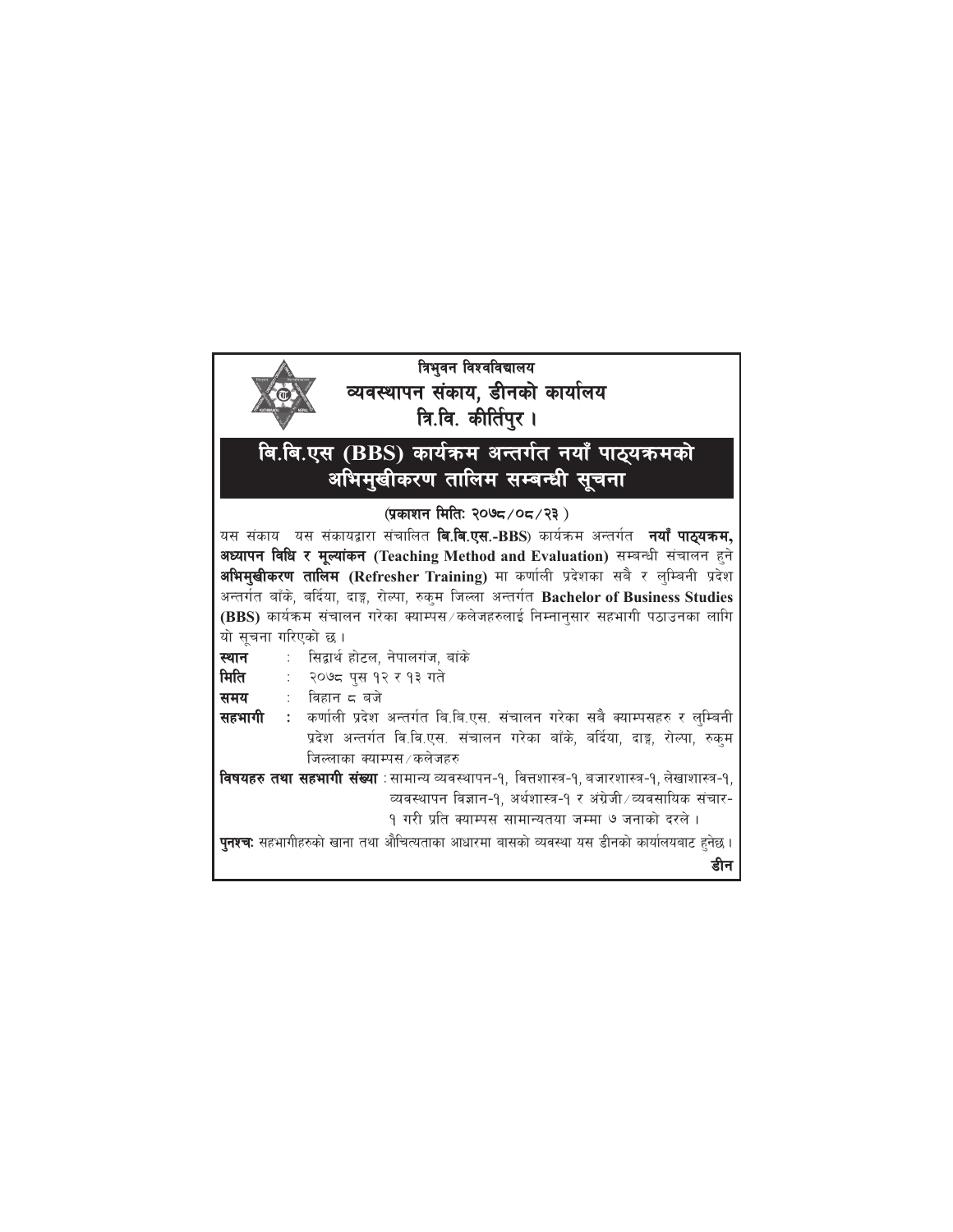त्रिभुवन विश्वविद्यालय

व्यवस्थापन संकाय, डीनको कार्यालय

त्रि.वि. कीर्तिपुर ।

# बि.बि.एस (BBS) कार्यक्रम अन्तर्गत नयाँ पाठ्यक्रमको अभिमुखीकरण तालिम सम्बन्धी सूचना

**(प्रकाशन मितिः २०७८/०८/२३ )**

यस संकाय यस संकायद्वारा संचालित **बि.बि.एस.-BBS**) कार्यक्रम अन्तर्गत **नयाँ पाठ्यक्रम, अध्यापन विधि र मूल्यांकन (Teaching Method and Evaluation)** सम्बन्धी संचालन हुने **अभिमुखीकरण तालिम (Refresher Training)** मा कर्णाली प्रदेशका सबै र लुम्बिनी प्रदेश अन्तर्गत बाँके, बर्दिया, दाङ्ग, रोल्पा, रुकुम जिल्ला अन्तर्गत **Bachelor of Business Studies (BBS)** कार्यक्रम संचालन गरेका क्याम्पस/कलेजहरुलाई निम्नानुसार सहभागी पठाउनका लागि यो सूचना गरिएको छ ।

**स्थान** : सिद्घार्थ होटल, नेपालगंज, बांके

**मिति** : २०७८ पुस १२ र १३ गते

**समय** : विहान ८ बजे

**सहभागी** : कर्णाली प्रदेश अन्तर्गत बि.बि.एस. संचालन गरेका सबै क्याम्पसहरु र लुम्बिनी प्रदेश अन्तर्गत वि.वि.एस. संचालन गरेका बाँके, बर्दिया, दाङ्ग, रोल्पा, रुकुम जिल्लाका क्याम्पस/कलेजहरु

**विषयहरु तथा सहभागी संख्या** : सामान्य व्यवस्थापन-१, वित्तशास्त्र-१, बजारशास्त्र-१, लेखाशास्त्र-१, व्यवस्थापन विज्ञान-१, अर्थशास्त्र-१ र अंग्रेजी/व्यवसायिक संचार-१ गरी प्रति क्याम्पस सामान्यतया जम्मा ७ जनाको दरले ।

**पुनश्चः** सहभागीहरुको खाना तथा औचित्यताका आधारमा बासको व्यवस्था यस डीनको कार्यालयबाट हुनेछ ।

**डीन**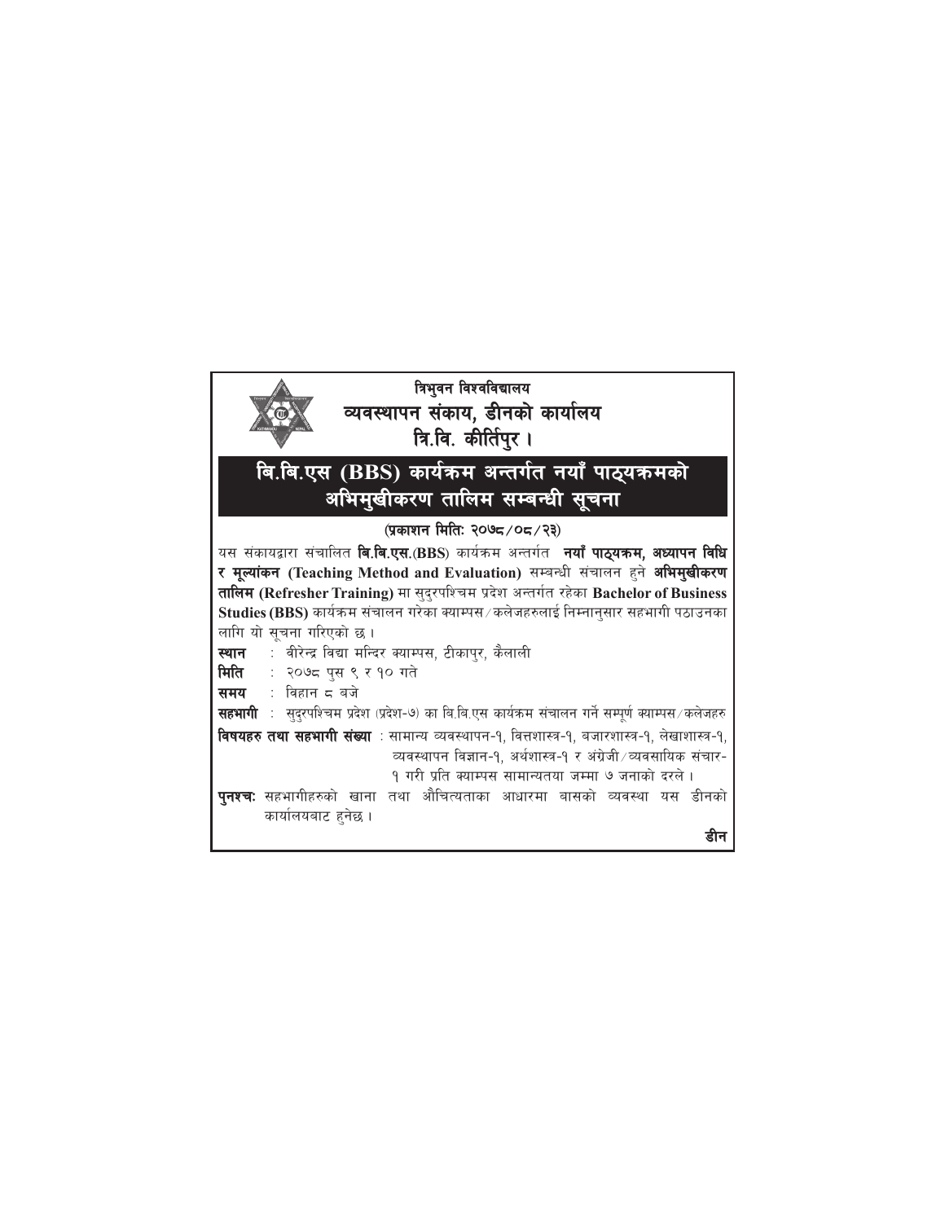त्रिभुवन विश्वविद्यालय

व्यवस्थापन संकाय, डीनको कार्यालय

त्रि.वि. कीर्तिपुर ।

# बि.बि.एस (BBS) कार्यक्रम अन्तर्गत नयाँ पाठ्यक्रमको अभिमुखीकरण तालिम सम्बन्धी सूचना

**(प्रकाशन मितिः २०७८/०८/२३)**

यस संकायद्वारा संचालित **बि.बि.एस.(BBS)** कार्यक्रम अन्तर्गत **नयाँ पाठ्यक्रम, अध्यापन विधि र मूल्यांकन (Teaching Method and Evaluation)** सम्बन्धी संचालन हुने **अभिमुखीकरण तालिम (Refresher Training)** मा सुदुरपश्चिम प्रदेश अन्तर्गत रहेका **Bachelor of Business Studies (BBS)** कार्यक्रम संचालन गरेका क्याम्पस/कलेजहरुलाई निम्नानुसार सहभागी पठाउनका लागि यो सूचना गरिएको छ ।

**स्थान** : वीरेन्द्र विद्या मन्दिर क्याम्पस, टीकापुर, कैलाली

**मिति** : २०७८ पुस ९ र १० गते

**समय** : विहान ८ बजे

**सहभागी** : सुदुरपश्चिम प्रदेश (प्रदेश-७) का बि.बि.एस कार्यक्रम संचालन गर्ने सम्पूर्ण क्याम्पस/कलेजहरु

**विषयहरु तथा सहभागी संख्या** : सामान्य व्यवस्थापन-१, वित्तशास्त्र-१, बजारशास्त्र-१, लेखाशास्त्र-१, व्यवस्थापन विज्ञान-१, अर्थशास्त्र-१ र अंग्रेजी/व्यवसायिक संचार-१ गरी प्रति क्याम्पस सामान्यतया जम्मा ७ जनाको दरले ।

**पुनश्चः** सहभागीहरुको खाना तथा औचित्यताका आधारमा बासको व्यवस्था यस डीनको कार्यालयबाट हुनेछ ।

**डीन**